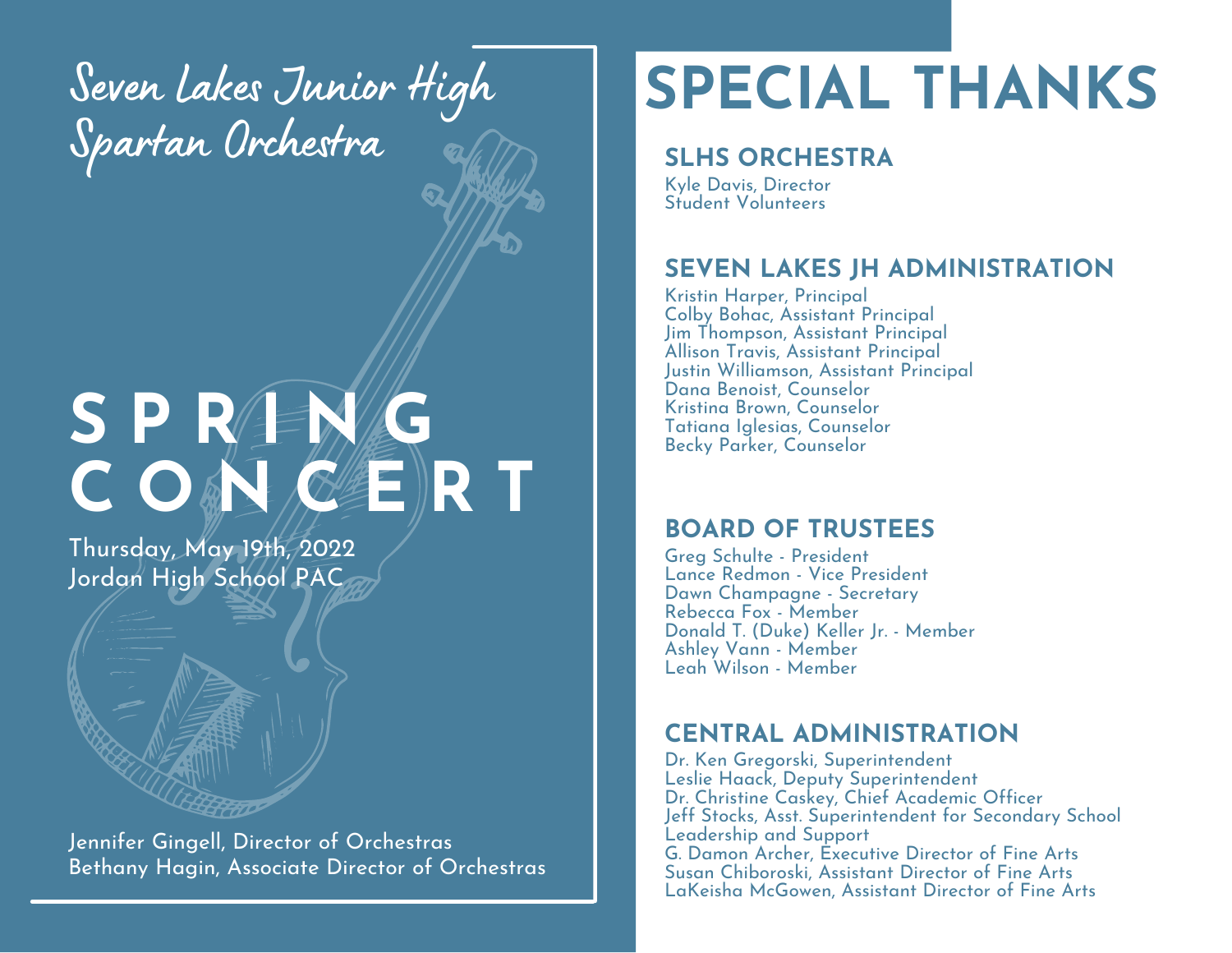# Seven Lakes Junior High Spartan Orchestra

# SPRING CONCERT

Thursday, May 19th, 2022
Jordan High School PAC

Jennifer Gingell, Director of Orchestras
Bethany Hagin, Associate Director of Orchestras

# SPECIAL THANKS

## SLHS ORCHESTRA

Kyle Davis, Director
Student Volunteers

## SEVEN LAKES JH ADMINISTRATION

Kristin Harper, Principal
Colby Bohac, Assistant Principal
Jim Thompson, Assistant Principal
Allison Travis, Assistant Principal
Justin Williamson, Assistant Principal
Dana Benoist, Counselor
Kristina Brown, Counselor
Tatiana Iglesias, Counselor
Becky Parker, Counselor

## BOARD OF TRUSTEES

Greg Schulte - President
Lance Redmon - Vice President
Dawn Champagne - Secretary
Rebecca Fox - Member
Donald T. (Duke) Keller Jr. - Member
Ashley Vann - Member
Leah Wilson - Member

## CENTRAL ADMINISTRATION

Dr. Ken Gregorski, Superintendent
Leslie Haack, Deputy Superintendent
Dr. Christine Caskey, Chief Academic Officer
Jeff Stocks, Asst. Superintendent for Secondary School Leadership and Support
G. Damon Archer, Executive Director of Fine Arts
Susan Chiboroski, Assistant Director of Fine Arts
LaKeisha McGowen, Assistant Director of Fine Arts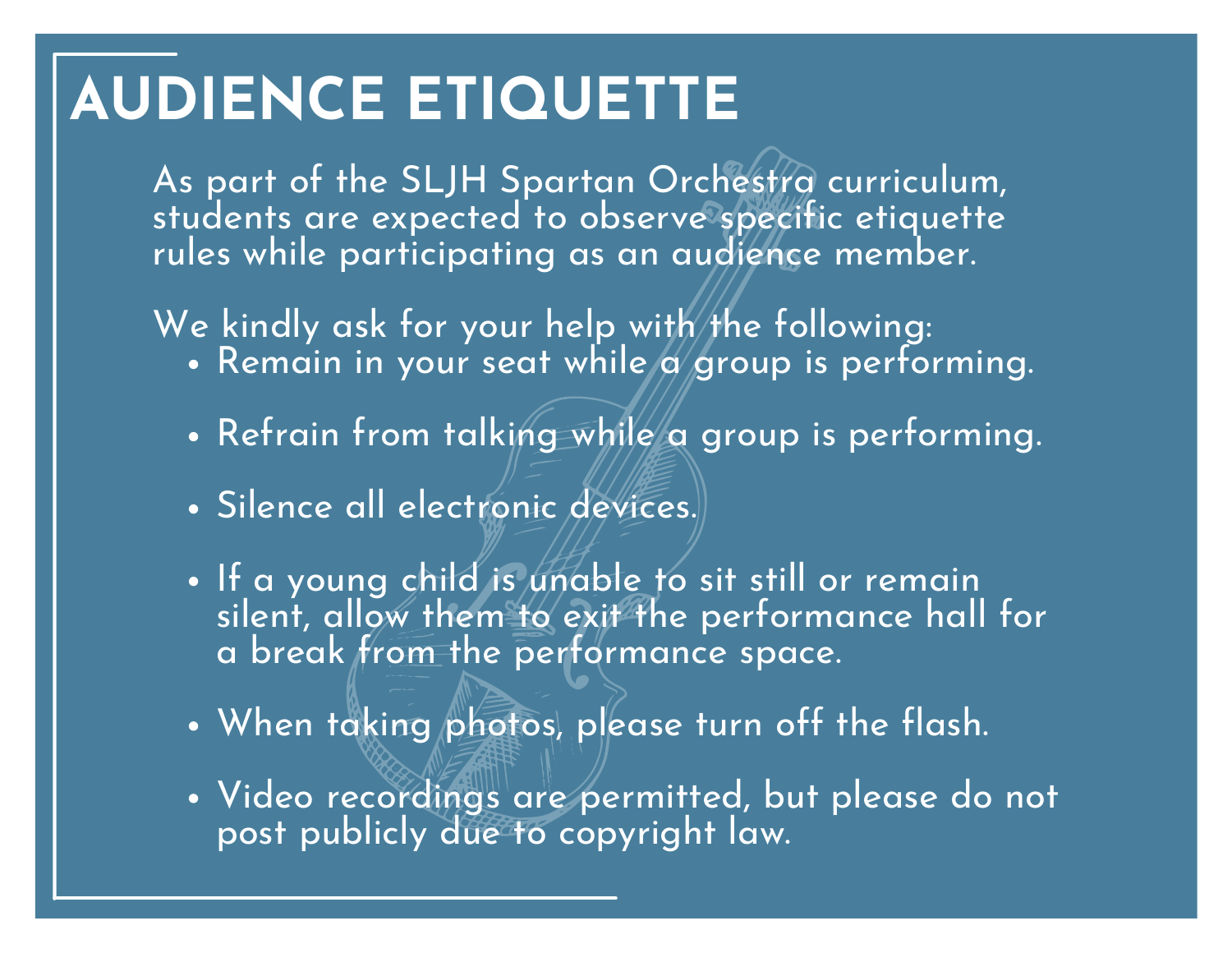# AUDIENCE ETIQUETTE

As part of the SLJH Spartan Orchestra curriculum, students are expected to observe specific etiquette rules while participating as an audience member.

We kindly ask for your help with the following:

- Remain in your seat while a group is performing.
- Refrain from talking while a group is performing.
- Silence all electronic devices.
- If a young child is unable to sit still or remain silent, allow them to exit the performance hall for a break from the performance space.
- When taking photos, please turn off the flash.
- Video recordings are permitted, but please do not post publicly due to copyright law.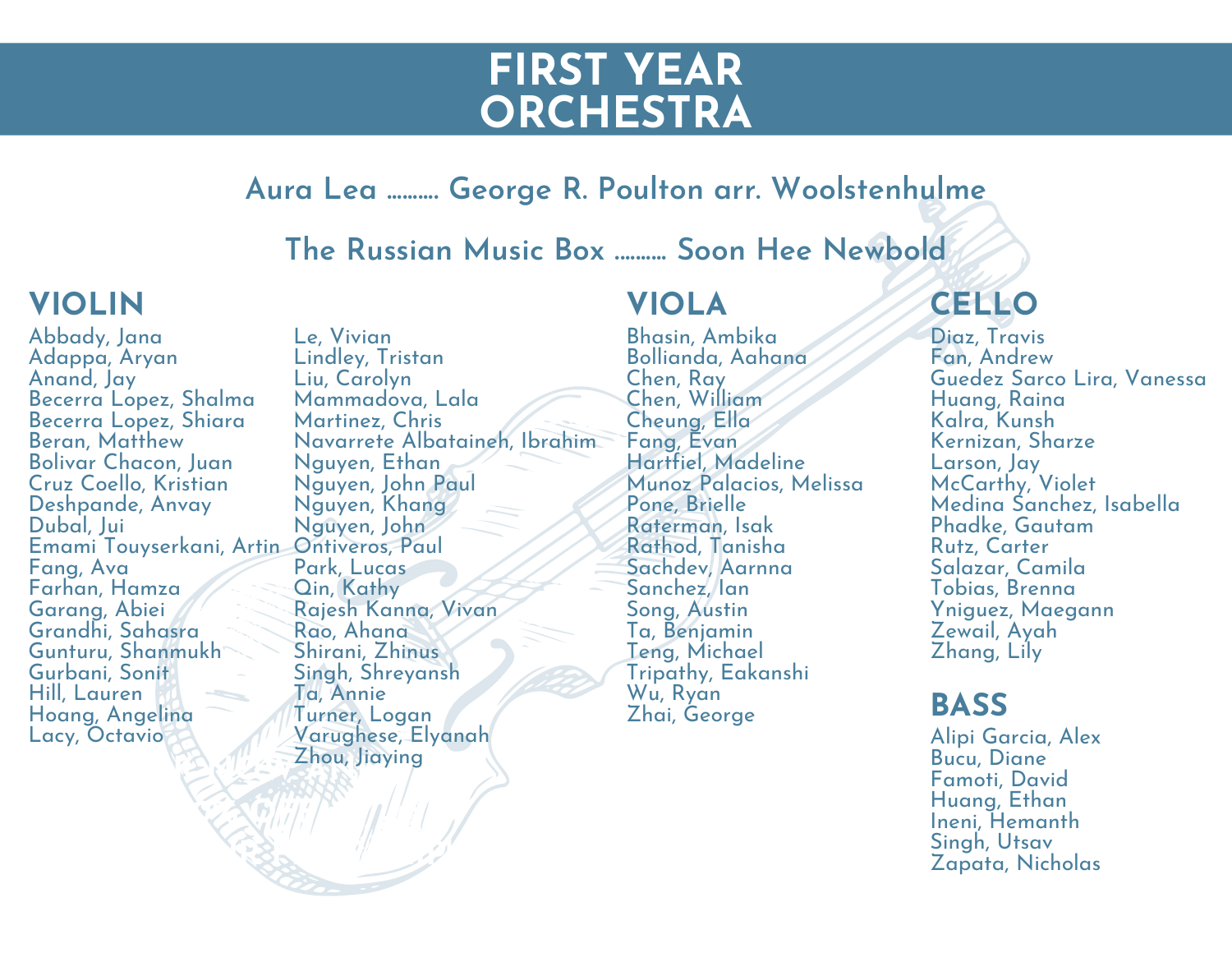# FIRST YEAR ORCHESTRA

**Aura Lea .......... George R. Poulton arr. Woolstenhulme**

**The Russian Music Box .......... Soon Hee Newbold**

## VIOLIN

Abbady, Jana
Adappa, Aryan
Anand, Jay
Becerra Lopez, Shalma
Becerra Lopez, Shiara
Beran, Matthew
Bolivar Chacon, Juan
Cruz Coello, Kristian
Deshpande, Anvay
Dubal, Jui
Emami Touyserkani, Artin
Fang, Ava
Farhan, Hamza
Garang, Abiei
Grandhi, Sahasra
Gunturu, Shanmukh
Gurbani, Sonit
Hill, Lauren
Hoang, Angelina
Lacy, Octavio
Le, Vivian
Lindley, Tristan
Liu, Carolyn
Mammadova, Lala
Martinez, Chris
Navarrete Albataineh, Ibrahim
Nguyen, Ethan
Nguyen, John Paul
Nguyen, Khang
Nguyen, John
Ontiveros, Paul
Park, Lucas
Qin, Kathy
Rajesh Kanna, Vivan
Rao, Ahana
Shirani, Zhinus
Singh, Shreyansh
Ta, Annie
Turner, Logan
Varughese, Elyanah
Zhou, Jiaying

## VIOLA

Bhasin, Ambika
Bollianda, Aahana
Chen, Ray
Chen, William
Cheung, Ella
Fang, Evan
Hartfiel, Madeline
Munoz Palacios, Melissa
Pone, Brielle
Raterman, Isak
Rathod, Tanisha
Sachdev, Aarnna
Sanchez, Ian
Song, Austin
Ta, Benjamin
Teng, Michael
Tripathy, Eakanshi
Wu, Ryan
Zhai, George

## CELLO

Diaz, Travis
Fan, Andrew
Guedez Sarco Lira, Vanessa
Huang, Raina
Kalra, Kunsh
Kernizan, Sharze
Larson, Jay
McCarthy, Violet
Medina Sanchez, Isabella
Phadke, Gautam
Rutz, Carter
Salazar, Camila
Tobias, Brenna
Yniguez, Maegann
Zewail, Ayah
Zhang, Lily

## BASS

Alipi Garcia, Alex
Bucu, Diane
Famoti, David
Huang, Ethan
Ineni, Hemanth
Singh, Utsav
Zapata, Nicholas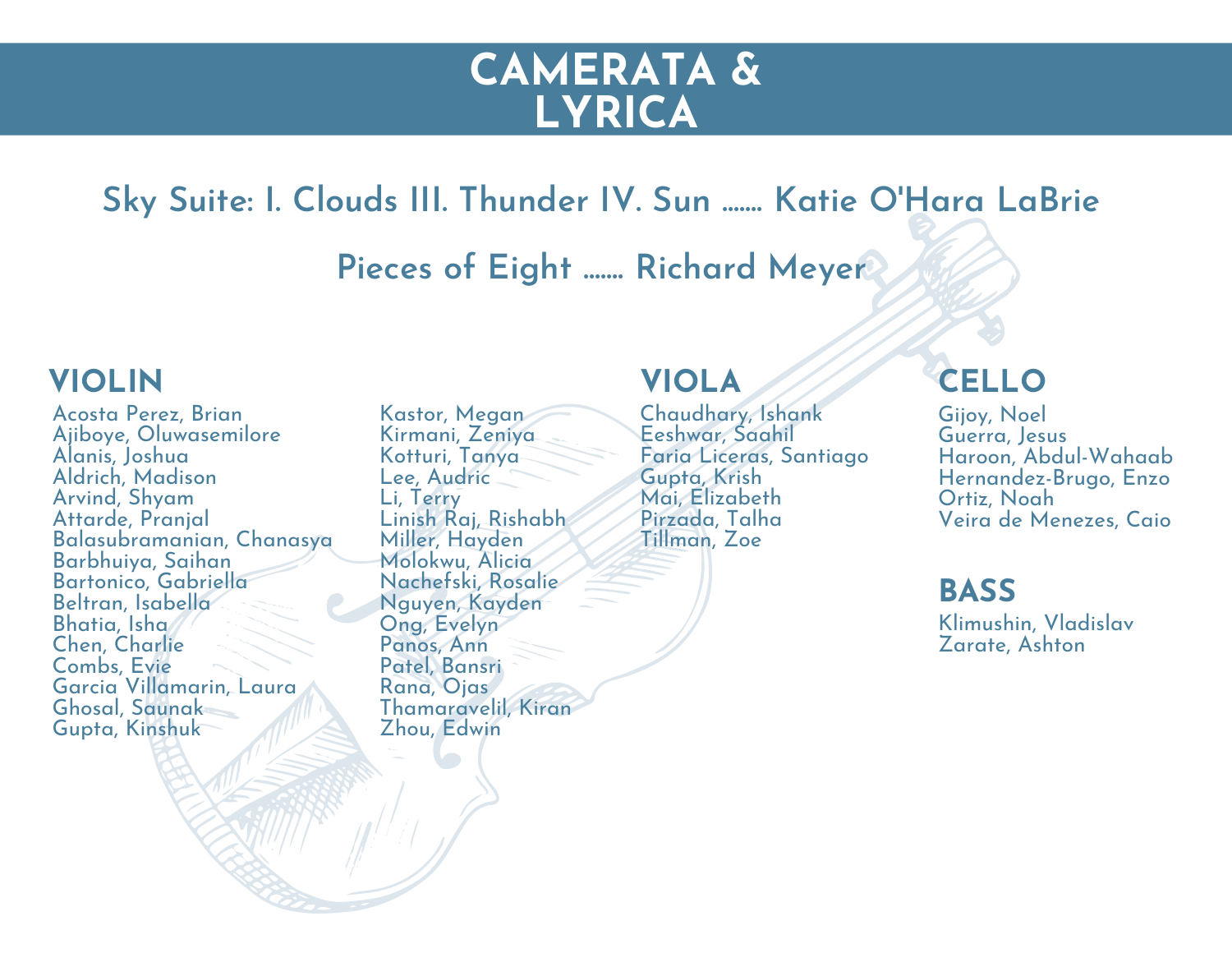# CAMERATA & LYRICA

## Sky Suite: I. Clouds III. Thunder IV. Sun ....... Katie O'Hara LaBrie

## Pieces of Eight ....... Richard Meyer

### VIOLIN

Acosta Perez, Brian
Ajiboye, Oluwasemilore
Alanis, Joshua
Aldrich, Madison
Arvind, Shyam
Attarde, Pranjal
Balasubramanian, Chanasya
Barbhuiya, Saihan
Bartonico, Gabriella
Beltran, Isabella
Bhatia, Isha
Chen, Charlie
Combs, Evie
Garcia Villamarin, Laura
Ghosal, Saunak
Gupta, Kinshuk
Kastor, Megan
Kirmani, Zeniya
Kotturi, Tanya
Lee, Audric
Li, Terry
Linish Raj, Rishabh
Miller, Hayden
Molokwu, Alicia
Nachefski, Rosalie
Nguyen, Kayden
Ong, Evelyn
Panos, Ann
Patel, Bansri
Rana, Ojas
Thamaravelil, Kiran
Zhou, Edwin

### VIOLA

Chaudhary, Ishank
Eeshwar, Saahil
Faria Liceras, Santiago
Gupta, Krish
Mai, Elizabeth
Pirzada, Talha
Tillman, Zoe

### CELLO

Gijoy, Noel
Guerra, Jesus
Haroon, Abdul-Wahaab
Hernandez-Brugo, Enzo
Ortiz, Noah
Veira de Menezes, Caio

### BASS

Klimushin, Vladislav
Zarate, Ashton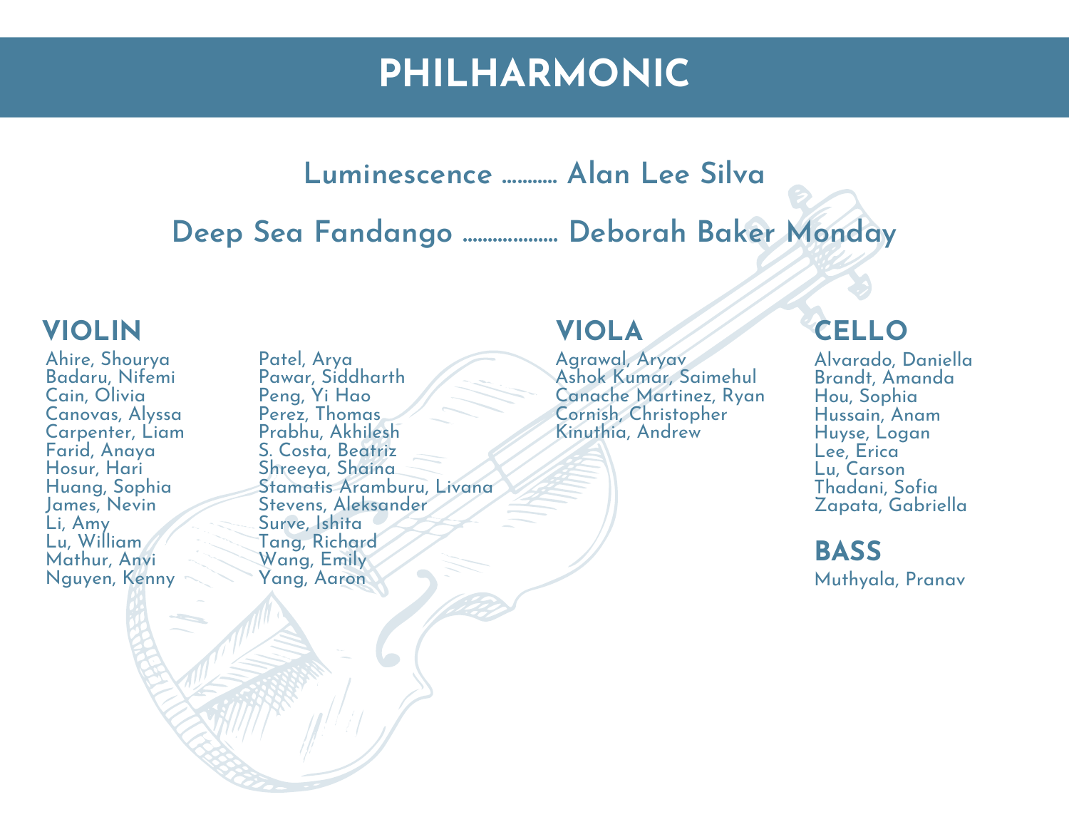# PHILHARMONIC

## Luminescence .......... Alan Lee Silva

## Deep Sea Fandango .................. Deborah Baker Monday

### VIOLIN

Ahire, Shourya
Badaru, Nifemi
Cain, Olivia
Canovas, Alyssa
Carpenter, Liam
Farid, Anaya
Hosur, Hari
Huang, Sophia
James, Nevin
Li, Amy
Lu, William
Mathur, Anvi
Nguyen, Kenny
Patel, Arya
Pawar, Siddharth
Peng, Yi Hao
Perez, Thomas
Prabhu, Akhilesh
S. Costa, Beatriz
Shreeya, Shaina
Stamatis Aramburu, Livana
Stevens, Aleksander
Surve, Ishita
Tang, Richard
Wang, Emily
Yang, Aaron

### VIOLA

Agrawal, Aryav
Ashok Kumar, Saimehul
Canache Martinez, Ryan
Cornish, Christopher
Kinuthia, Andrew

### CELLO

Alvarado, Daniella
Brandt, Amanda
Hou, Sophia
Hussain, Anam
Huyse, Logan
Lee, Erica
Lu, Carson
Thadani, Sofia
Zapata, Gabriella

### BASS

Muthyala, Pranav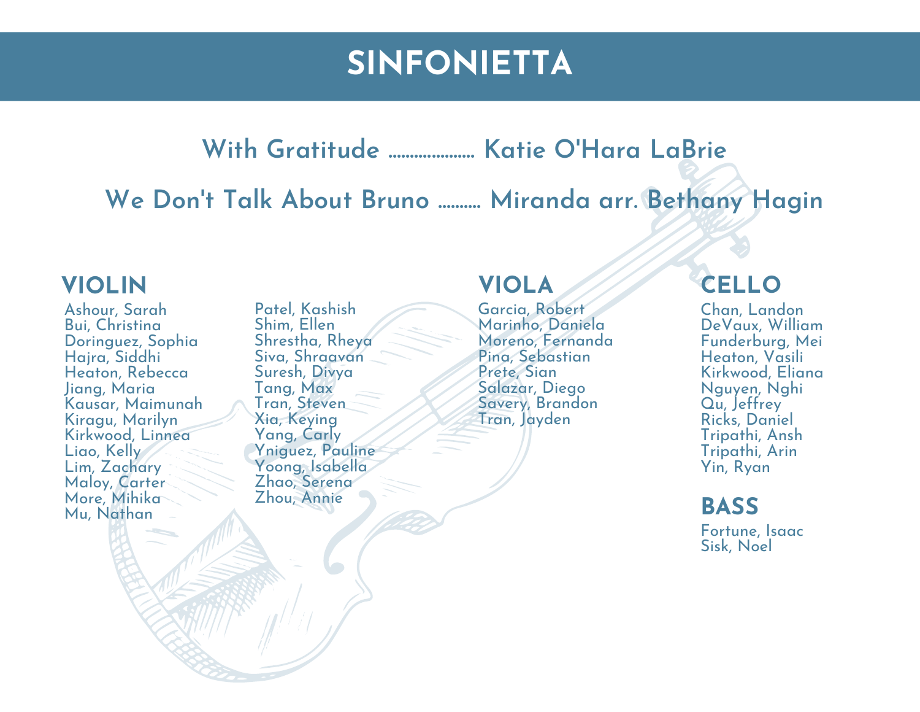# SINFONIETTA

## With Gratitude .................... Katie O'Hara LaBrie

## We Don't Talk About Bruno .......... Miranda arr. Bethany Hagin

### VIOLIN

Ashour, Sarah
Bui, Christina
Doringuez, Sophia
Hajra, Siddhi
Heaton, Rebecca
Jiang, Maria
Kausar, Maimunah
Kiragu, Marilyn
Kirkwood, Linnea
Liao, Kelly
Lim, Zachary
Maloy, Carter
More, Mihika
Mu, Nathan
Patel, Kashish
Shim, Ellen
Shrestha, Rheya
Siva, Shraavan
Suresh, Divya
Tang, Max
Tran, Steven
Xia, Keying
Yang, Carly
Yniguez, Pauline
Yoong, Isabella
Zhao, Serena
Zhou, Annie

### VIOLA

Garcia, Robert
Marinho, Daniela
Moreno, Fernanda
Pina, Sebastian
Prete, Sian
Salazar, Diego
Savery, Brandon
Tran, Jayden

### CELLO

Chan, Landon
DeVaux, William
Funderburg, Mei
Heaton, Vasili
Kirkwood, Eliana
Nguyen, Nghi
Qu, Jeffrey
Ricks, Daniel
Tripathi, Ansh
Tripathi, Arin
Yin, Ryan

### BASS

Fortune, Isaac
Sisk, Noel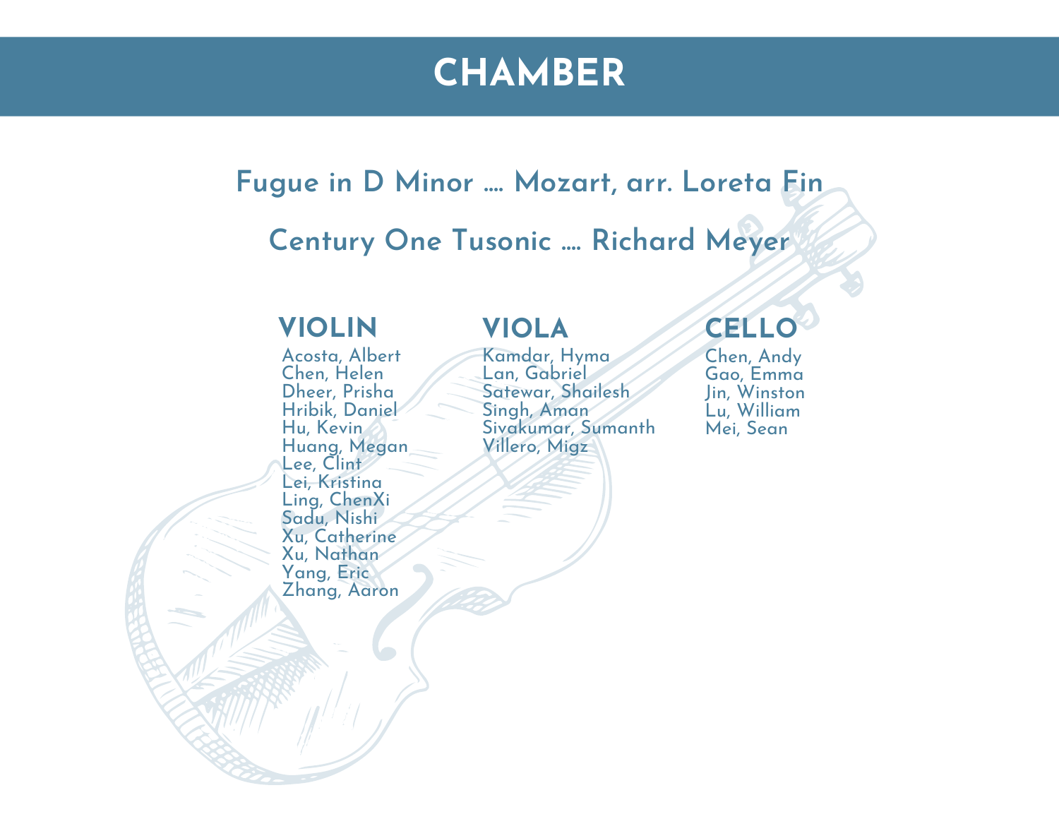# CHAMBER

**Fugue in D Minor .... Mozart, arr. Loreta Fin**

**Century One Tusonic .... Richard Meyer**

## VIOLIN

Acosta, Albert
Chen, Helen
Dheer, Prisha
Hribik, Daniel
Hu, Kevin
Huang, Megan
Lee, Clint
Lei, Kristina
Ling, ChenXi
Sadu, Nishi
Xu, Catherine
Xu, Nathan
Yang, Eric
Zhang, Aaron

## VIOLA

Kamdar, Hyma
Lan, Gabriel
Satewar, Shailesh
Singh, Aman
Sivakumar, Sumanth
Villero, Migz

## CELLO

Chen, Andy
Gao, Emma
Jin, Winston
Lu, William
Mei, Sean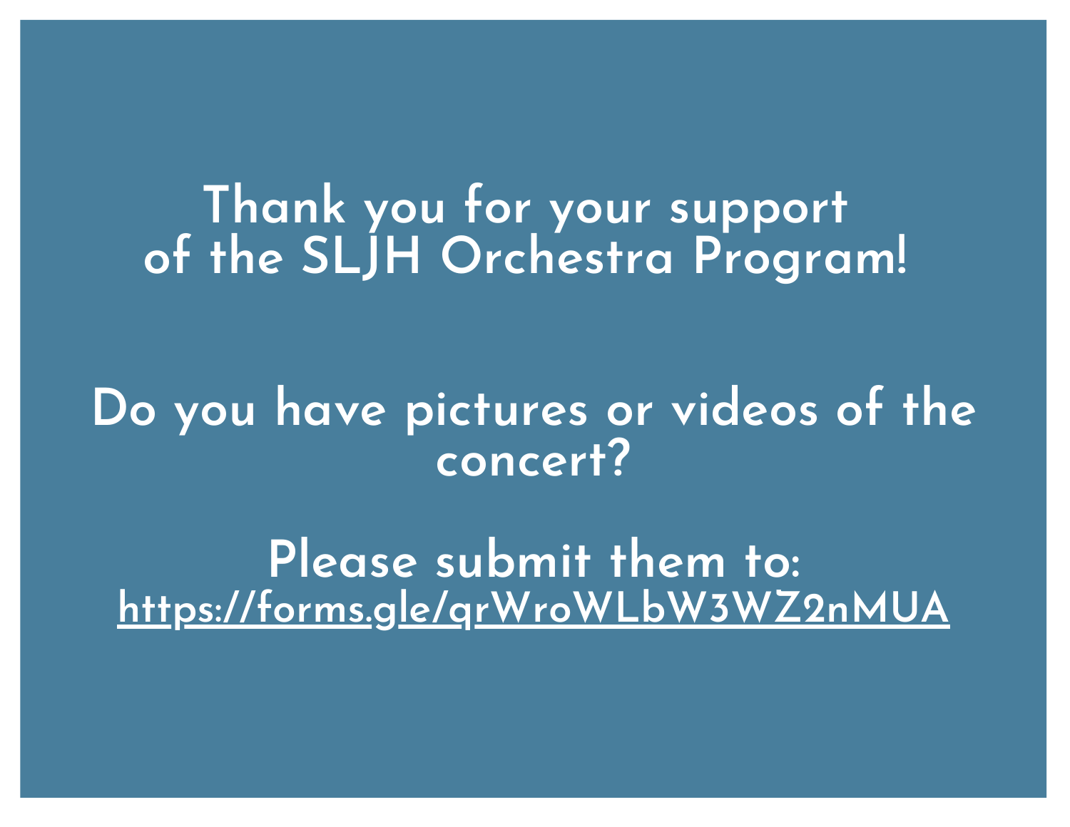Thank you for your support of the SLJH Orchestra Program!

Do you have pictures or videos of the concert?

Please submit them to:
https://forms.gle/qrWroWLbW3WZ2nMUA